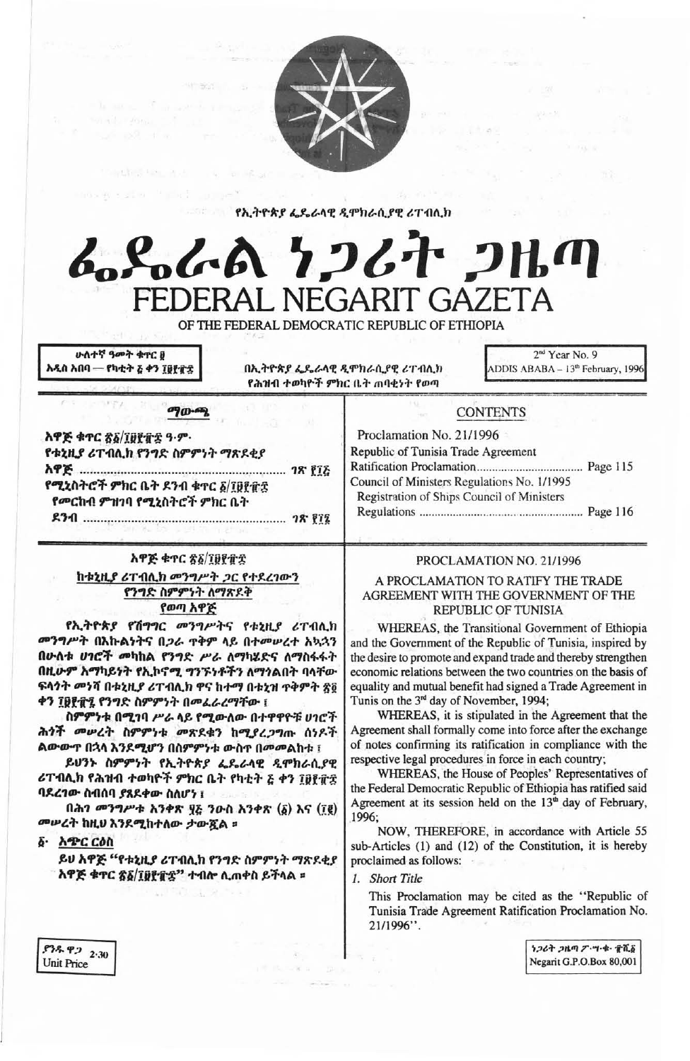የኢትዮጵያ ፌዴራላዊ ዲሞክራሲያዊ ሪፐብሊክ

# ፌዴራል ነጋሪት ጋዜጣ
# FEDERAL NEGARIT GAZETA
## OF THE FEDERAL DEMOCRATIC REPUBLIC OF ETHIOPIA

ሁለተኛ ዓመት ቁጥር ፱
አዲስ አበባ — የካቲት ፮ ቀን ፲፱፻፹፰

በኢትዮጵያ ፌዴራላዊ ዲሞክራሲያዊ ሪፐብሊክ የሕዝብ ተወካዮች ምክር ቤት ጠባቂነት የወጣ

2[nd] Year No. 9
ADDIS ABABA – 13[th] February, 1996

### ማውጫ

አዋጅ ቁጥር ፳፩/፲፱፻፹፰ ዓ.ም.
የቱኒዚያ ሪፐብሊክ የንግድ ስምምነት ማጽደቂያ አዋጅ ..... ገጽ ፻፲፭
የሚኒስትሮች ምክር ቤት ደንብ ቁጥር ፩/፲፱፻፹፰
የመርከብ ምዝገባ የሚኒስትሮች ምክር ቤት ደንብ ..... ገጽ ፻፲፮

### CONTENTS

Proclamation No. 21/1996
Republic of Tunisia Trade Agreement Ratification Proclamation..... Page 115
Council of Ministers Regulations No. 1/1995
Registration of Ships Council of Ministers Regulations ..... Page 116

### አዋጅ ቁጥር ፳፩/፲፱፻፹፰
### ከቱኒዚያ ሪፐብሊክ መንግሥት ጋር የተደረገውን የንግድ ስምምነት ለማጽደቅ የወጣ አዋጅ

የኢትዮጵያ የሽግግር መንግሥትና የቱኒዚያ ሪፐብሊክ መንግሥት በእኩልነትና በጋራ ጥቅም ላይ በተመሠረተ አኳኋን በሁለቱ ሀገሮች መካከል የንግድ ሥራ ለማካሄድና ለማስፋፋት በዚሁም አማካይነት የኢኮኖሚ ግንኙነቶችን ለማጎልበት ባላቸው ፍላጎት መነሻ በቱኒዚያ ሪፐብሊክ ዋና ከተማ በቱኒዝ ጥቅምት ፳፬ ቀን ፲፱፻፹፯ የንግድ ስምምነት በመፈራረማቸው ፤

ስምምነቱ በሚገባ ሥራ ላይ የሚውለው በተዋዋዮቹ ሀገሮች ሕጎች መሠረት ስምምነቱ መጽደቁን ከሚያረጋግጡ ሰነዶች ልውውጥ በኋላ እንደሚሆን በስምምነቱ ውስጥ በመመልከቱ ፤

ይህንኑ ስምምነት የኢትዮጵያ ፌዴራላዊ ዲሞክራሲያዊ ሪፐብሊክ የሕዝብ ተወካዮች ምክር ቤት የካቲት ፮ ቀን ፲፱፻፹፰ ባደረገው ስብሰባ ያጸደቀው ስለሆነ ፤

በሕገ መንግሥቱ አንቀጽ ፶፭ ንዑስ አንቀጽ (፩) እና (፲፪) መሠረት ከዚህ እንደሚከተለው ታውጇል ።

**፩· አጭር ርዕስ**

ይህ አዋጅ "የቱኒዚያ ሪፐብሊክ የንግድ ስምምነት ማጽደቂያ አዋጅ ቁጥር ፳፩/፲፱፻፹፰" ተብሎ ሊጠቀስ ይችላል ።

### PROCLAMATION NO. 21/1996
### A PROCLAMATION TO RATIFY THE TRADE AGREEMENT WITH THE GOVERNMENT OF THE REPUBLIC OF TUNISIA

WHEREAS, the Transitional Government of Ethiopia and the Government of the Republic of Tunisia, inspired by the desire to promote and expand trade and thereby strengthen economic relations between the two countries on the basis of equality and mutual benefit had signed a Trade Agreement in Tunis on the 3[rd] day of November, 1994;

WHEREAS, it is stipulated in the Agreement that the Agreement shall formally come into force after the exchange of notes confirming its ratification in compliance with the respective legal procedures in force in each country;

WHEREAS, the House of Peoples' Representatives of the Federal Democratic Republic of Ethiopia has ratified said Agreement at its session held on the 13[th] day of February, 1996;

NOW, THEREFORE, in accordance with Article 55 sub-Articles (1) and (12) of the Constitution, it is hereby proclaimed as follows:

1. *Short Title*

This Proclamation may be cited as the "Republic of Tunisia Trade Agreement Ratification Proclamation No. 21/1996".

ያንዱ ዋጋ 2·30
Unit Price

ነጋሪት ጋዜጣ ፖ·ሣ·ቁ· ፹ሺ፩
Negarit G.P.O.Box 80,001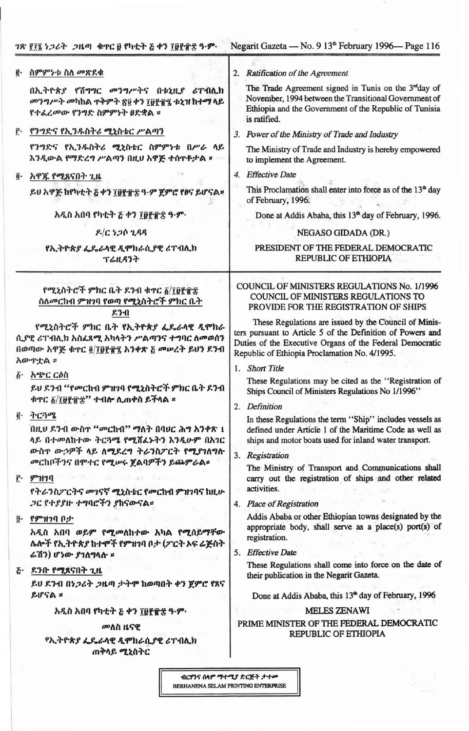፪· ስምምነቱ ስለ መጽደቁ

በኢትዮጵያ የሽግግር መንግሥትና በቱኒዚያ ሪፐብሊክ መንግሥት መካከል ጥቅምት ፳፬ ቀን ፲፱፻፹፯ ቱኒዝ ከተማ ላይ የተፈረመው የንግድ ስምምነት ፀድቋል ።

፫· የንግድና የኢንዱስትሪ ሚኒስቴር ሥልጣን

የንግድና የኢንዱስትሪ ሚኒስቴር ስምምነቱ በሥራ ላይ እንዲውል የማድረግ ሥልጣን በዚህ አዋጅ ተሰጥቶታል ።

፬· አዋጁ የሚጸናበት ጊዜ

ይህ አዋጅ ከየካቲት ፭ ቀን ፲፱፻፹፰ ዓ·ም ጀምሮ የፀና ይሆናል።

አዲስ አበባ የካቲት ፭ ቀን ፲፱፻፹፰ ዓ·ም·

ዶ/ር ነጋሶ ጊዳዳ

የኢትዮጵያ ፌዴራላዊ ዲሞክራሲያዊ ሪፐብሊክ ፕሬዚዳንት

2. *Ratification of the Agreement*

The Trade Agreement signed in Tunis on the 3rd day of November, 1994 between the Transitional Government of Ethiopia and the Government of the Republic of Tunisia is ratified.

3. *Power of the Ministry of Trade and Industry*

The Ministry of Trade and Industry is hereby empowered to implement the Agreement.

4. *Effective Date*

This Proclamation shall enter into force as of the 13th day of February, 1996.

Done at Addis Ababa, this 13th day of February, 1996.

NEGASO GIDADA (DR.)

PRESIDENT OF THE FEDERAL DEMOCRATIC REPUBLIC OF ETHIOPIA

## የሚኒስትሮች ምክር ቤት ደንብ ቁጥር ፩/፲፱፻፹፰ ስለመርከብ ምዝገባ የወጣ የሚኒስትሮች ምክር ቤት ደንብ

የሚኒስትሮች ምክር ቤት የኢትዮጵያ ፌዴራላዊ ዲሞክራሲያዊ ሪፐብሊክ አስፈጻሚ አካላትን ሥልጣንና ተግባር ለመወሰን በወጣው አዋጅ ቁጥር ፬/፲፱፻፹፯ አንቀጽ ፭ መሠረት ይህን ደንብ አውጥቷል ።

፩· አጭር ርዕስ

ይህ ደንብ "የመርከብ ምዝገባ የሚኒስትሮች ምክር ቤት ደንብ ቁጥር ፩/፲፱፻፹፰" ተብሎ ሊጠቀስ ይችላል ።

፪· ትርጓሜ

በዚህ ደንብ ውስጥ "መርከብ" ማለት በባህር ሕግ አንቀጽ 1 ላይ በተመለከተው ትርጓሜ የሚሸፈኑትን እንዲሁም በአገር ውስጥ ውኃዎች ላይ ለሚደረግ ትራንስፖርት የሚያገለግሉ መርከቦችንና በሞተር የሚሠሩ ጀልባዎችን ይጨምራል።

፫· ምዝገባ

የትራንስፖርትና መገናኛ ሚኒስቴር የመርከብ ምዝገባና ከዚሁ ጋር የተያያዙ ተግባሮችን ያከናውናል።

፬· የምዝገባ ቦታ

አዲስ አበባ ወይም የሚመለከተው አካል የሚሰይማቸው ሌሎች የኢትዮጵያ ከተሞች የምዝገባ ቦታ (ፖርት ኦፍ ሬጅስት ሬሽን) ሆነው ያገለግላሉ ።

፭· ደንቡ የሚጸናበት ጊዜ

ይህ ደንብ በነጋሪት ጋዜጣ ታትሞ ከወጣበት ቀን ጀምሮ የጸና ይሆናል ።

አዲስ አበባ የካቲት ፭ ቀን ፲፱፻፹፰ ዓ·ም·

መለስ ዜናዊ

የኢትዮጵያ ፌዴራላዊ ዲሞክራሲያዊ ሪፐብሊክ ጠቅላይ ሚኒስትር

## COUNCIL OF MINISTERS REGULATIONS No. 1/1996 COUNCIL OF MINISTERS REGULATIONS TO PROVIDE FOR THE REGISTRATION OF SHIPS

These Regulations are issued by the Council of Ministers pursuant to Article 5 of the Definition of Powers and Duties of the Executive Organs of the Federal Democratic Republic of Ethiopia Proclamation No. 4/1995.

1. *Short Title*

These Regulations may be cited as the "Registration of Ships Council of Ministers Regulations No 1/1996"

2. *Definition*

In these Regulations the term "Ship" includes vessels as defined under Article 1 of the Maritime Code as well as ships and motor boats used for inland water transport.

3. *Registration*

The Ministry of Transport and Communications shall carry out the registration of ships and other related activities.

4. *Place of Registration*

Addis Ababa or other Ethiopian towns designated by the appropriate body, shall serve as a place(s) port(s) of registration.

5. *Effective Date*

These Regulations shall come into force on the date of their publication in the Negarit Gazeta.

Done at Addis Ababa, this 13th day of February, 1996

MELES ZENAWI

PRIME MINISTER OF THE FEDERAL DEMOCRATIC REPUBLIC OF ETHIOPIA

ብርሃንና ሰላም ማተሚያ ድርጅት ታተመ
BERHANENA SELAM PRINTING ENTERPRISE